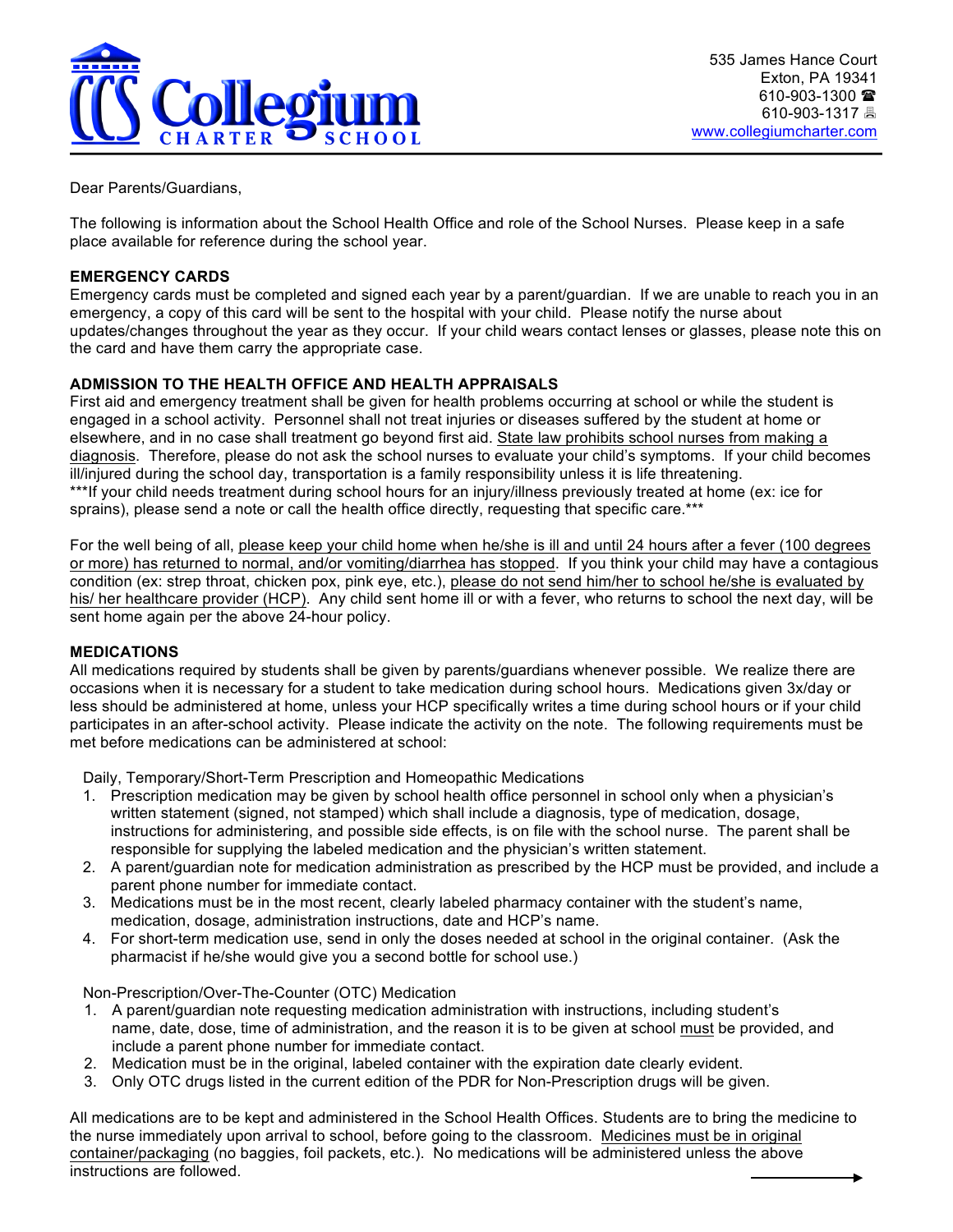Collegium Charter School

535 James Hance Court
Exton, PA 19341
610-903-1300 ☎
610-903-1317 🖷
www.collegiumcharter.com

Dear Parents/Guardians,

The following is information about the School Health Office and role of the School Nurses. Please keep in a safe place available for reference during the school year.

**EMERGENCY CARDS**

Emergency cards must be completed and signed each year by a parent/guardian. If we are unable to reach you in an emergency, a copy of this card will be sent to the hospital with your child. Please notify the nurse about updates/changes throughout the year as they occur. If your child wears contact lenses or glasses, please note this on the card and have them carry the appropriate case.

**ADMISSION TO THE HEALTH OFFICE AND HEALTH APPRAISALS**

First aid and emergency treatment shall be given for health problems occurring at school or while the student is engaged in a school activity. Personnel shall not treat injuries or diseases suffered by the student at home or elsewhere, and in no case shall treatment go beyond first aid. <u>State law prohibits school nurses from making a diagnosis</u>. Therefore, please do not ask the school nurses to evaluate your child's symptoms. If your child becomes ill/injured during the school day, transportation is a family responsibility unless it is life threatening.
***If your child needs treatment during school hours for an injury/illness previously treated at home (ex: ice for sprains), please send a note or call the health office directly, requesting that specific care.***

For the well being of all, <u>please keep your child home when he/she is ill and until 24 hours after a fever (100 degrees or more) has returned to normal, and/or vomiting/diarrhea has stopped</u>. If you think your child may have a contagious condition (ex: strep throat, chicken pox, pink eye, etc.), <u>please do not send him/her to school he/she is evaluated by his/ her healthcare provider (HCP)</u>. Any child sent home ill or with a fever, who returns to school the next day, will be sent home again per the above 24-hour policy.

**MEDICATIONS**

All medications required by students shall be given by parents/guardians whenever possible. We realize there are occasions when it is necessary for a student to take medication during school hours. Medications given 3x/day or less should be administered at home, unless your HCP specifically writes a time during school hours or if your child participates in an after-school activity. Please indicate the activity on the note. The following requirements must be met before medications can be administered at school:

Daily, Temporary/Short-Term Prescription and Homeopathic Medications

1. Prescription medication may be given by school health office personnel in school only when a physician's written statement (signed, not stamped) which shall include a diagnosis, type of medication, dosage, instructions for administering, and possible side effects, is on file with the school nurse. The parent shall be responsible for supplying the labeled medication and the physician's written statement.
2. A parent/guardian note for medication administration as prescribed by the HCP must be provided, and include a parent phone number for immediate contact.
3. Medications must be in the most recent, clearly labeled pharmacy container with the student's name, medication, dosage, administration instructions, date and HCP's name.
4. For short-term medication use, send in only the doses needed at school in the original container. (Ask the pharmacist if he/she would give you a second bottle for school use.)

Non-Prescription/Over-The-Counter (OTC) Medication

1. A parent/guardian note requesting medication administration with instructions, including student's name, date, dose, time of administration, and the reason it is to be given at school <u>must</u> be provided, and include a parent phone number for immediate contact.
2. Medication must be in the original, labeled container with the expiration date clearly evident.
3. Only OTC drugs listed in the current edition of the PDR for Non-Prescription drugs will be given.

All medications are to be kept and administered in the School Health Offices. Students are to bring the medicine to the nurse immediately upon arrival to school, before going to the classroom. <u>Medicines must be in original container/packaging</u> (no baggies, foil packets, etc.). No medications will be administered unless the above instructions are followed.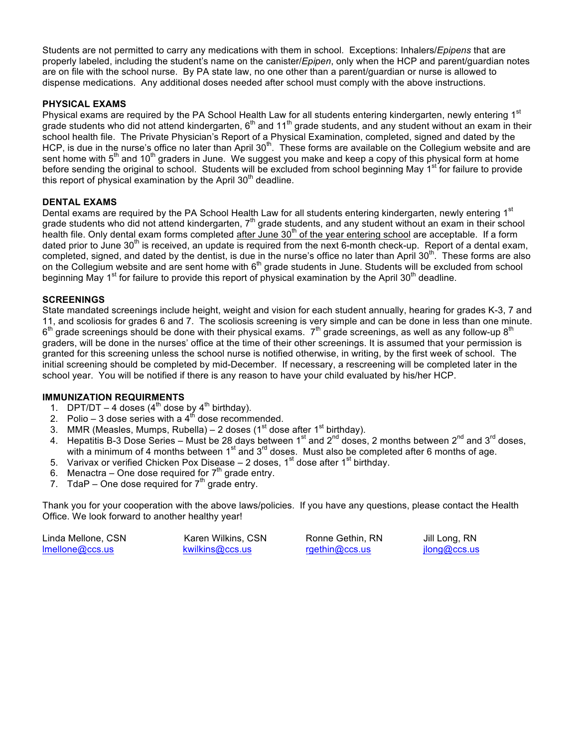Students are not permitted to carry any medications with them in school. Exceptions: Inhalers/*Epipens* that are properly labeled, including the student's name on the canister/*Epipen*, only when the HCP and parent/guardian notes are on file with the school nurse. By PA state law, no one other than a parent/guardian or nurse is allowed to dispense medications. Any additional doses needed after school must comply with the above instructions.

**PHYSICAL EXAMS**

Physical exams are required by the PA School Health Law for all students entering kindergarten, newly entering 1st grade students who did not attend kindergarten, 6th and 11th grade students, and any student without an exam in their school health file. The Private Physician's Report of a Physical Examination, completed, signed and dated by the HCP, is due in the nurse's office no later than April 30th. These forms are available on the Collegium website and are sent home with 5th and 10th graders in June. We suggest you make and keep a copy of this physical form at home before sending the original to school. Students will be excluded from school beginning May 1st for failure to provide this report of physical examination by the April 30th deadline.

**DENTAL EXAMS**

Dental exams are required by the PA School Health Law for all students entering kindergarten, newly entering 1st grade students who did not attend kindergarten, 7th grade students, and any student without an exam in their school health file. Only dental exam forms completed <u>after June 30th of the year entering school</u> are acceptable. If a form dated prior to June 30th is received, an update is required from the next 6-month check-up. Report of a dental exam, completed, signed, and dated by the dentist, is due in the nurse's office no later than April 30th. These forms are also on the Collegium website and are sent home with 6th grade students in June. Students will be excluded from school beginning May 1st for failure to provide this report of physical examination by the April 30th deadline.

**SCREENINGS**

State mandated screenings include height, weight and vision for each student annually, hearing for grades K-3, 7 and 11, and scoliosis for grades 6 and 7. The scoliosis screening is very simple and can be done in less than one minute. 6th grade screenings should be done with their physical exams. 7th grade screenings, as well as any follow-up 8th graders, will be done in the nurses' office at the time of their other screenings. It is assumed that your permission is granted for this screening unless the school nurse is notified otherwise, in writing, by the first week of school. The initial screening should be completed by mid-December. If necessary, a rescreening will be completed later in the school year. You will be notified if there is any reason to have your child evaluated by his/her HCP.

**IMMUNIZATION REQUIRMENTS**

1. DPT/DT – 4 doses (4th dose by 4th birthday).
2. Polio – 3 dose series with a 4th dose recommended.
3. MMR (Measles, Mumps, Rubella) – 2 doses (1st dose after 1st birthday).
4. Hepatitis B-3 Dose Series – Must be 28 days between 1st and 2nd doses, 2 months between 2nd and 3rd doses, with a minimum of 4 months between 1st and 3rd doses. Must also be completed after 6 months of age.
5. Varivax or verified Chicken Pox Disease – 2 doses, 1st dose after 1st birthday.
6. Menactra – One dose required for 7th grade entry.
7. TdaP – One dose required for 7th grade entry.

Thank you for your cooperation with the above laws/policies. If you have any questions, please contact the Health Office. We look forward to another healthy year!

| | | | |
|---|---|---|---|
| Linda Mellone, CSN | Karen Wilkins, CSN | Ronne Gethin, RN | Jill Long, RN |
| lmellone@ccs.us | kwilkins@ccs.us | rgethin@ccs.us | jlong@ccs.us |